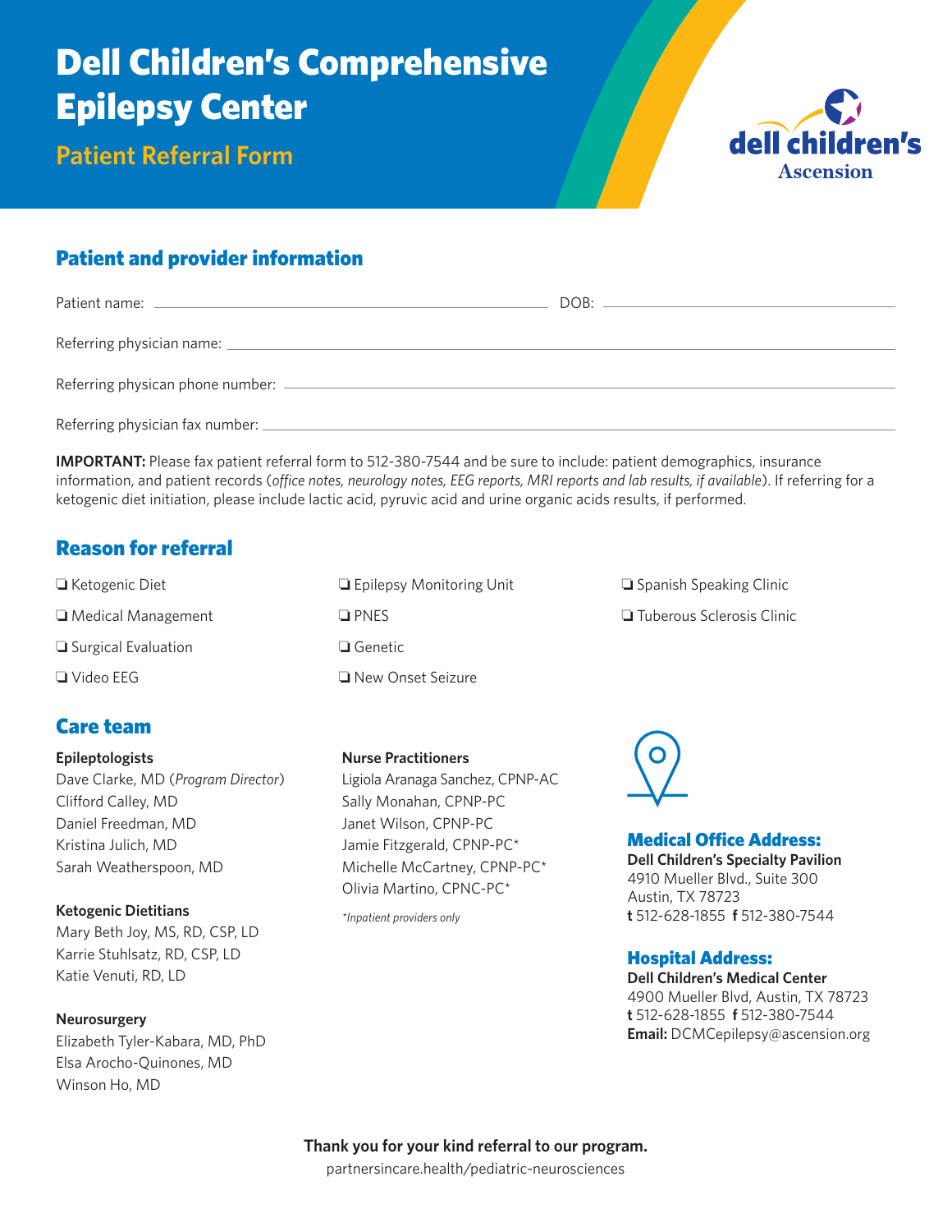# Dell Children's Comprehensive Epilepsy Center

## Patient Referral Form

dell children's
Ascension

## Patient and provider information

Patient name: ______________________________ DOB: ______________________

Referring physician name: ______________________________________________

Referring physican phone number: _______________________________________

Referring physician fax number: ________________________________________

**IMPORTANT:** Please fax patient referral form to 512-380-7544 and be sure to include: patient demographics, insurance information, and patient records (*office notes, neurology notes, EEG reports, MRI reports and lab results, if available*). If referring for a ketogenic diet initiation, please include lactic acid, pyruvic acid and urine organic acids results, if performed.

## Reason for referral

- ❏ Ketogenic Diet
- ❏ Medical Management
- ❏ Surgical Evaluation
- ❏ Video EEG
- ❏ Epilepsy Monitoring Unit
- ❏ PNES
- ❏ Genetic
- ❏ New Onset Seizure
- ❏ Spanish Speaking Clinic
- ❏ Tuberous Sclerosis Clinic

## Care team

**Epileptologists**
Dave Clarke, MD (*Program Director*)
Clifford Calley, MD
Daniel Freedman, MD
Kristina Julich, MD
Sarah Weatherspoon, MD

**Ketogenic Dietitians**
Mary Beth Joy, MS, RD, CSP, LD
Karrie Stuhlsatz, RD, CSP, LD
Katie Venuti, RD, LD

**Neurosurgery**
Elizabeth Tyler-Kabara, MD, PhD
Elsa Arocho-Quinones, MD
Winson Ho, MD

**Nurse Practitioners**
Ligiola Aranaga Sanchez, CPNP-AC
Sally Monahan, CPNP-PC
Janet Wilson, CPNP-PC
Jamie Fitzgerald, CPNP-PC*
Michelle McCartney, CPNP-PC*
Olivia Martino, CPNC-PC*

*\*Inpatient providers only*

### Medical Office Address:

**Dell Children's Specialty Pavilion**
4910 Mueller Blvd., Suite 300
Austin, TX 78723
**t** 512-628-1855 **f** 512-380-7544

### Hospital Address:

**Dell Children's Medical Center**
4900 Mueller Blvd, Austin, TX 78723
**t** 512-628-1855 **f** 512-380-7544
**Email:** DCMCepilepsy@ascension.org

**Thank you for your kind referral to our program.**
partnersincare.health/pediatric-neurosciences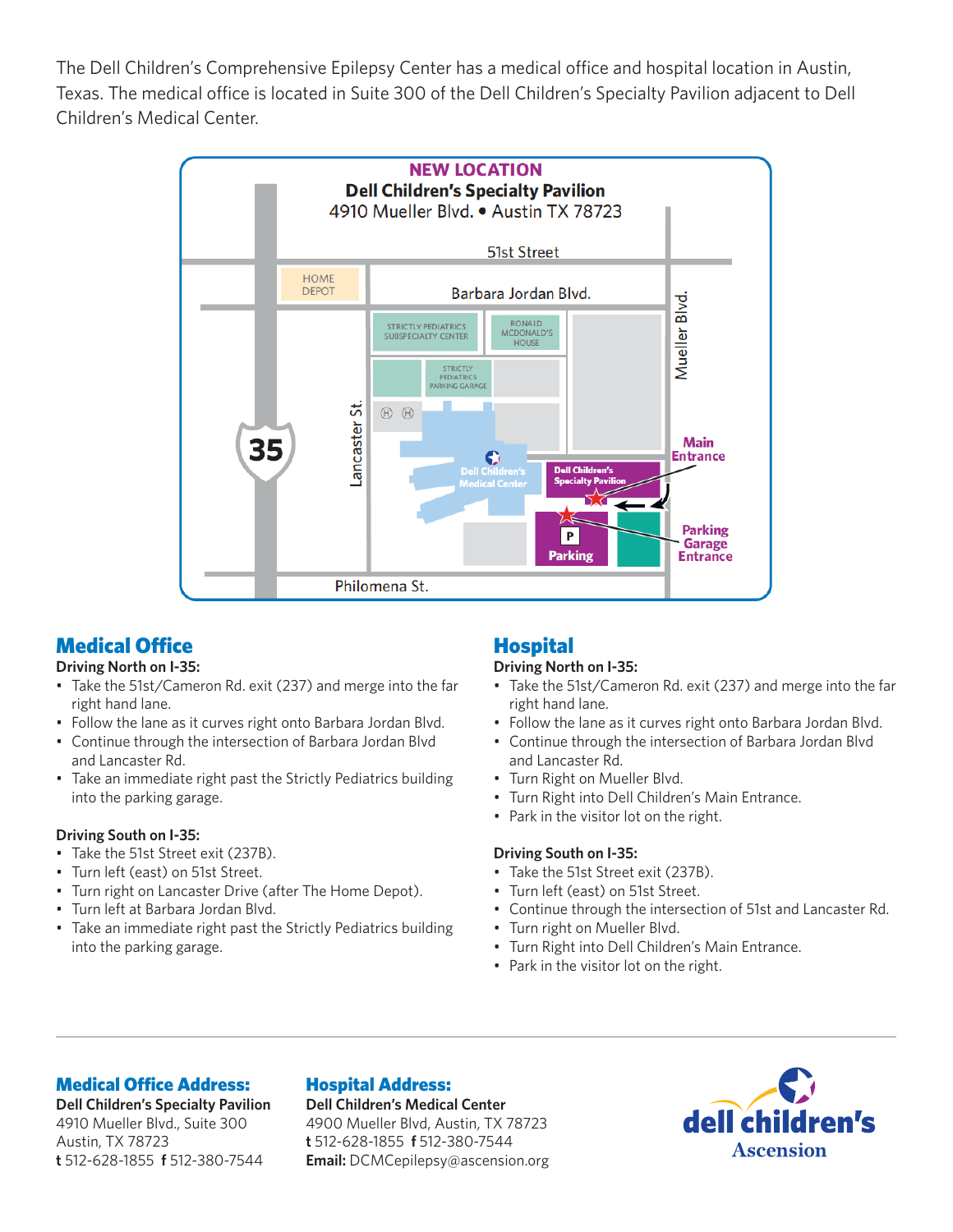The Dell Children's Comprehensive Epilepsy Center has a medical office and hospital location in Austin, Texas. The medical office is located in Suite 300 of the Dell Children's Specialty Pavilion adjacent to Dell Children's Medical Center.

NEW LOCATION
Dell Children's Specialty Pavilion
4910 Mueller Blvd. • Austin TX 78723

51st Street
HOME DEPOT
Barbara Jordan Blvd.
STRICTLY PEDIATRICS SUBSPECIALTY CENTER
RONALD MCDONALD'S HOUSE
STRICTLY PEDIATRICS PARKING GARAGE
Mueller Blvd.
35
Lancaster St.
Dell Children's Medical Center
Dell Children's Specialty Pavilion
Main Entrance
P
Parking
Parking Garage Entrance
Philomena St.

## Medical Office

**Driving North on I-35:**

- Take the 51st/Cameron Rd. exit (237) and merge into the far right hand lane.
- Follow the lane as it curves right onto Barbara Jordan Blvd.
- Continue through the intersection of Barbara Jordan Blvd and Lancaster Rd.
- Take an immediate right past the Strictly Pediatrics building into the parking garage.

**Driving South on I-35:**

- Take the 51st Street exit (237B).
- Turn left (east) on 51st Street.
- Turn right on Lancaster Drive (after The Home Depot).
- Turn left at Barbara Jordan Blvd.
- Take an immediate right past the Strictly Pediatrics building into the parking garage.

## Hospital

**Driving North on I-35:**

- Take the 51st/Cameron Rd. exit (237) and merge into the far right hand lane.
- Follow the lane as it curves right onto Barbara Jordan Blvd.
- Continue through the intersection of Barbara Jordan Blvd and Lancaster Rd.
- Turn Right on Mueller Blvd.
- Turn Right into Dell Children's Main Entrance.
- Park in the visitor lot on the right.

**Driving South on I-35:**

- Take the 51st Street exit (237B).
- Turn left (east) on 51st Street.
- Continue through the intersection of 51st and Lancaster Rd.
- Turn right on Mueller Blvd.
- Turn Right into Dell Children's Main Entrance.
- Park in the visitor lot on the right.

---

## Medical Office Address:

**Dell Children's Specialty Pavilion**
4910 Mueller Blvd., Suite 300
Austin, TX 78723
**t** 512-628-1855 **f** 512-380-7544

## Hospital Address:

**Dell Children's Medical Center**
4900 Mueller Blvd, Austin, TX 78723
**t** 512-628-1855 **f** 512-380-7544
**Email:** DCMCepilepsy@ascension.org

dell children's
Ascension